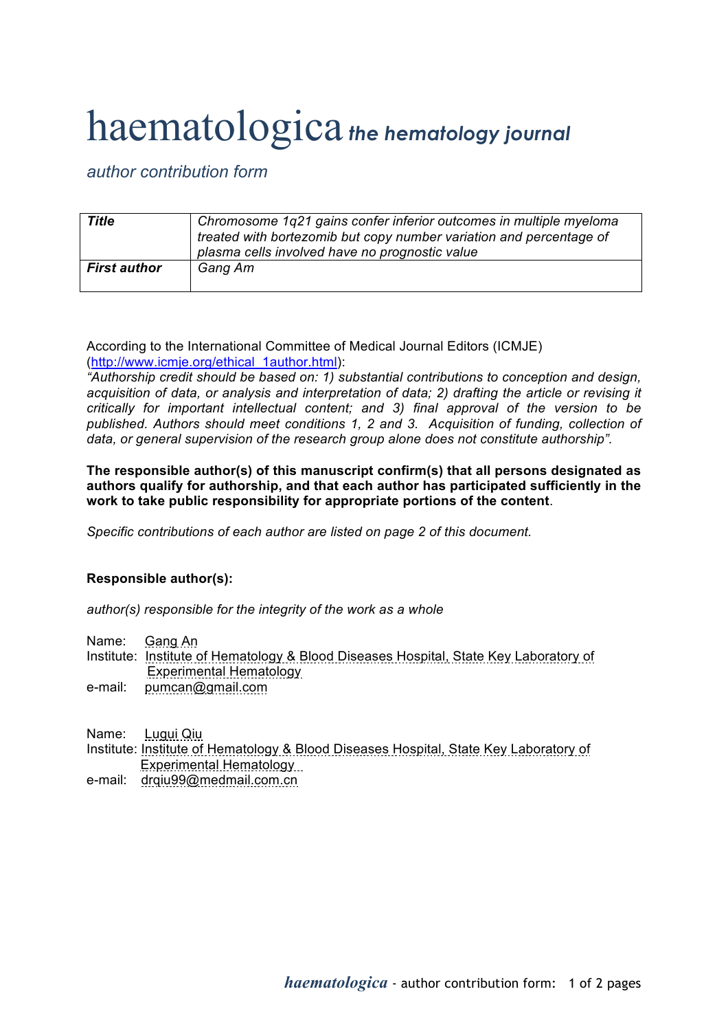# haematologica *the hematology journal*

*author contribution form*

| | |
|---|---|
| ***Title*** | *Chromosome 1q21 gains confer inferior outcomes in multiple myeloma treated with bortezomib but copy number variation and percentage of plasma cells involved have no prognostic value* |
| ***First author*** | *Gang Am* |

According to the International Committee of Medical Journal Editors (ICMJE) (http://www.icmje.org/ethical_1author.html):
*"Authorship credit should be based on: 1) substantial contributions to conception and design, acquisition of data, or analysis and interpretation of data; 2) drafting the article or revising it critically for important intellectual content; and 3) final approval of the version to be published. Authors should meet conditions 1, 2 and 3. Acquisition of funding, collection of data, or general supervision of the research group alone does not constitute authorship".*

**The responsible author(s) of this manuscript confirm(s) that all persons designated as authors qualify for authorship, and that each author has participated sufficiently in the work to take public responsibility for appropriate portions of the content**.

*Specific contributions of each author are listed on page 2 of this document.*

**Responsible author(s):**

*author(s) responsible for the integrity of the work as a whole*

Name: Gang An
Institute: Institute of Hematology & Blood Diseases Hospital, State Key Laboratory of Experimental Hematology
e-mail: pumcan@gmail.com

Name: Lugui Qiu
Institute: Institute of Hematology & Blood Diseases Hospital, State Key Laboratory of Experimental Hematology
e-mail: drqiu99@medmail.com.cn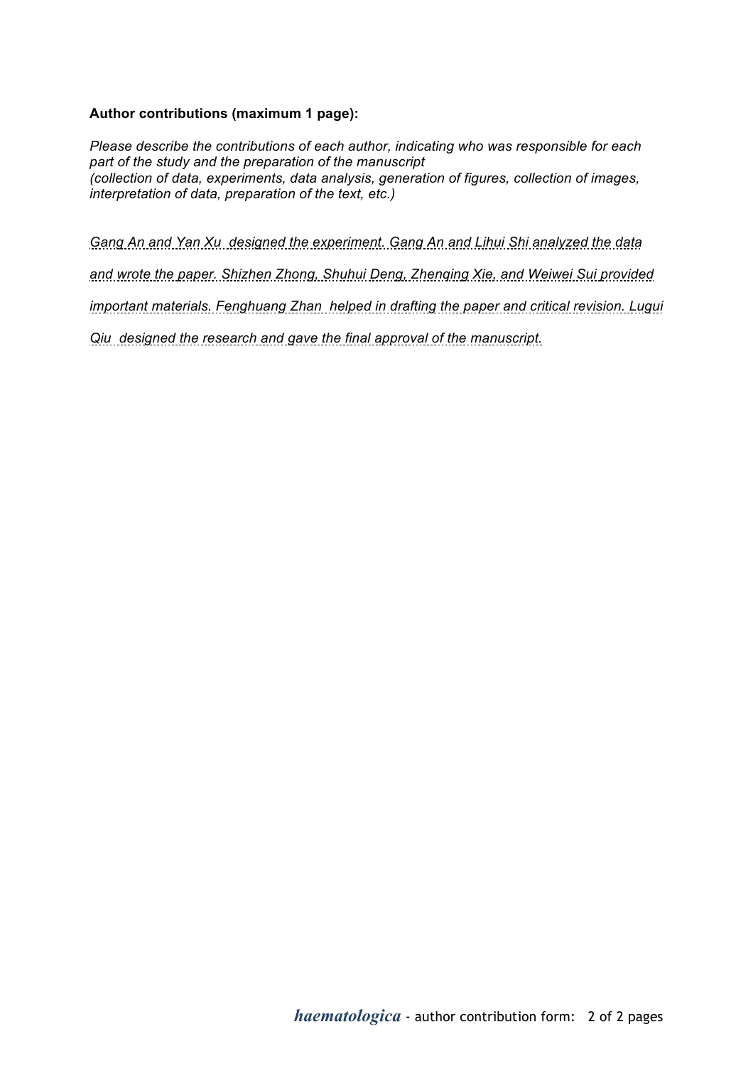**Author contributions (maximum 1 page):**

*Please describe the contributions of each author, indicating who was responsible for each part of the study and the preparation of the manuscript (collection of data, experiments, data analysis, generation of figures, collection of images, interpretation of data, preparation of the text, etc.)*

*Gang An and Yan Xu designed the experiment. Gang An and Lihui Shi analyzed the data and wrote the paper. Shizhen Zhong, Shuhui Deng, Zhenqing Xie, and Weiwei Sui provided important materials. Fenghuang Zhan helped in drafting the paper and critical revision. Lugui Qiu designed the research and gave the final approval of the manuscript.*